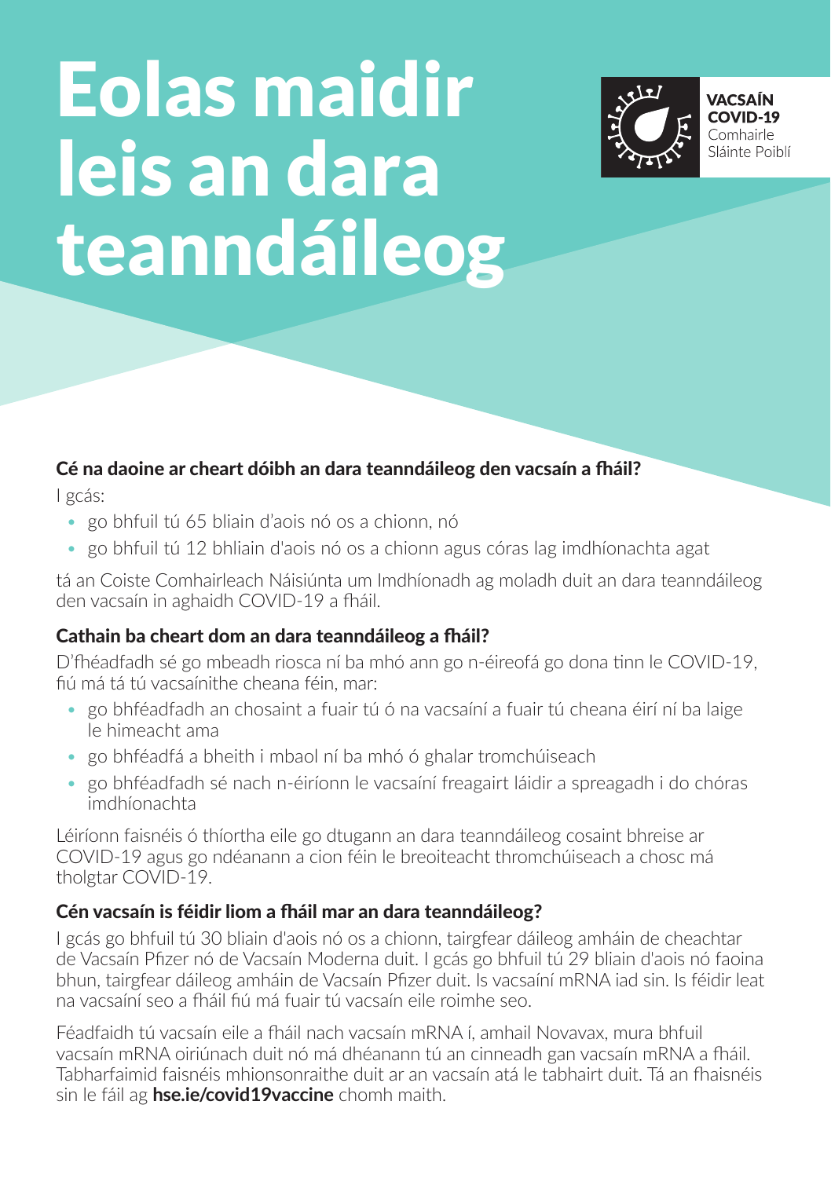# Eolas maidir leis an dara teanndáileog

VACSAÍN COVID-19
Comhairle Sláinte Poiblí

## Cé na daoine ar cheart dóibh an dara teanndáileog den vacsaín a fháil?

I gcás:

- go bhfuil tú 65 bliain d'aois nó os a chionn, nó
- go bhfuil tú 12 bhliain d'aois nó os a chionn agus córas lag imdhíonachta agat

tá an Coiste Comhairleach Náisiúnta um Imdhíonadh ag moladh duit an dara teanndáileog den vacsaín in aghaidh COVID-19 a fháil.

## Cathain ba cheart dom an dara teanndáileog a fháil?

D'fhéadfadh sé go mbeadh riosca ní ba mhó ann go n-éireofá go dona tinn le COVID-19, fiú má tá tú vacsaínithe cheana féin, mar:

- go bhféadfadh an chosaint a fuair tú ó na vacsaíní a fuair tú cheana éirí ní ba laige le himeacht ama
- go bhféadfá a bheith i mbaol ní ba mhó ó ghalar tromchúiseach
- go bhféadfadh sé nach n-éiríonn le vacsaíní freagairt láidir a spreagadh i do chóras imdhíonachta

Léiríonn faisnéis ó thíortha eile go dtugann an dara teanndáileog cosaint bhreise ar COVID-19 agus go ndéanann a cion féin le breoiteacht thromchúiseach a chosc má tholgtar COVID-19.

## Cén vacsaín is féidir liom a fháil mar an dara teanndáileog?

I gcás go bhfuil tú 30 bliain d'aois nó os a chionn, tairgfear dáileog amháin de cheachtar de Vacsaín Pfizer nó de Vacsaín Moderna duit. I gcás go bhfuil tú 29 bliain d'aois nó faoina bhun, tairgfear dáileog amháin de Vacsaín Pfizer duit. Is vacsaíní mRNA iad sin. Is féidir leat na vacsaíní seo a fháil fiú má fuair tú vacsaín eile roimhe seo.

Féadfaidh tú vacsaín eile a fháil nach vacsaín mRNA í, amhail Novavax, mura bhfuil vacsaín mRNA oiriúnach duit nó má dhéanann tú an cinneadh gan vacsaín mRNA a fháil. Tabharfaimid faisnéis mhionsonraithe duit ar an vacsaín atá le tabhairt duit. Tá an fhaisnéis sin le fáil ag **hse.ie/covid19vaccine** chomh maith.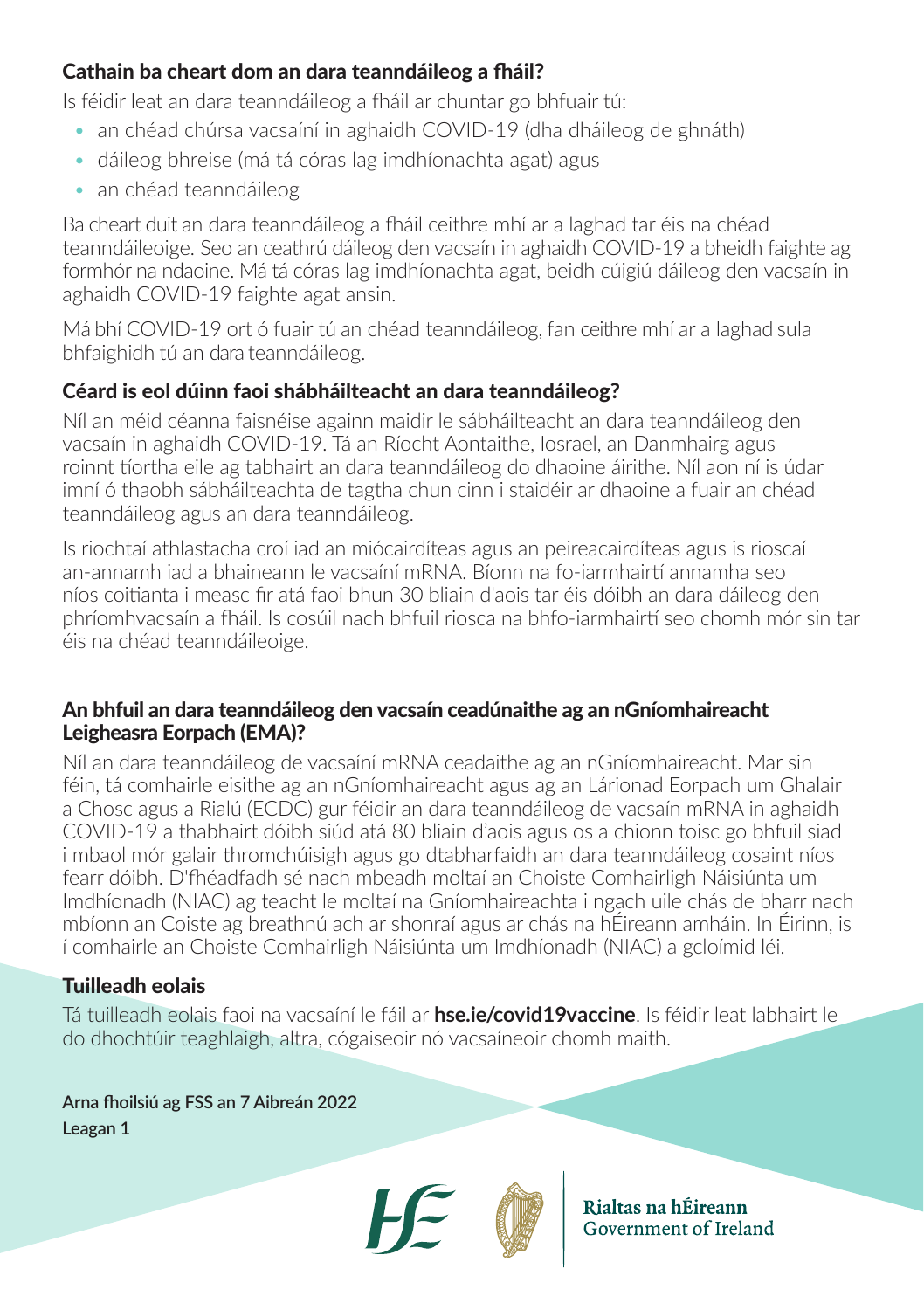## Cathain ba cheart dom an dara teanndáileog a fháil?

Is féidir leat an dara teanndáileog a fháil ar chuntar go bhfuair tú:

- an chéad chúrsa vacsaíní in aghaidh COVID-19 (dha dháileog de ghnáth)
- dáileog bhreise (má tá córas lag imdhíonachta agat) agus
- an chéad teanndáileog

Ba cheart duit an dara teanndáileog a fháil ceithre mhí ar a laghad tar éis na chéad teanndáileoige. Seo an ceathrú dáileog den vacsaín in aghaidh COVID-19 a bheidh faighte ag formhór na ndaoine. Má tá córas lag imdhíonachta agat, beidh cúigiú dáileog den vacsaín in aghaidh COVID-19 faighte agat ansin.

Má bhí COVID-19 ort ó fuair tú an chéad teanndáileog, fan ceithre mhí ar a laghad sula bhfaighidh tú an dara teanndáileog.

## Céard is eol dúinn faoi shábháilteacht an dara teanndáileog?

Níl an méid céanna faisnéise againn maidir le sábháilteacht an dara teanndáileog den vacsaín in aghaidh COVID-19. Tá an Ríocht Aontaithe, Iosrael, an Danmhairg agus roinnt tíortha eile ag tabhairt an dara teanndáileog do dhaoine áirithe. Níl aon ní is údar imní ó thaobh sábháilteachta de tagtha chun cinn i staidéir ar dhaoine a fuair an chéad teanndáileog agus an dara teanndáileog.

Is riochtaí athlastacha croí iad an miócairdíteas agus an peireacairdíteas agus is rioscaí an-annamh iad a bhaineann le vacsaíní mRNA. Bíonn na fo-iarmhairtí annamha seo níos coitianta i measc fir atá faoi bhun 30 bliain d'aois tar éis dóibh an dara dáileog den phríomhvacsaín a fháil. Is cosúil nach bhfuil riosca na bhfo-iarmhairtí seo chomh mór sin tar éis na chéad teanndáileoige.

## An bhfuil an dara teanndáileog den vacsaín ceadúnaithe ag an nGníomhaireacht Leigheasra Eorpach (EMA)?

Níl an dara teanndáileog de vacsaíní mRNA ceadaithe ag an nGníomhaireacht. Mar sin féin, tá comhairle eisithe ag an nGníomhaireacht agus ag an Lárionad Eorpach um Ghalair a Chosc agus a Rialú (ECDC) gur féidir an dara teanndáileog de vacsaín mRNA in aghaidh COVID-19 a thabhairt dóibh siúd atá 80 bliain d'aois agus os a chionn toisc go bhfuil siad i mbaol mór galair thromchúisigh agus go dtabharfaidh an dara teanndáileog cosaint níos fearr dóibh. D'fhéadfadh sé nach mbeadh moltaí an Choiste Comhairligh Náisiúnta um Imdhíonadh (NIAC) ag teacht le moltaí na Gníomhaireachta i ngach uile chás de bharr nach mbíonn an Coiste ag breathnú ach ar shonraí agus ar chás na hÉireann amháin. In Éirinn, is í comhairle an Choiste Comhairligh Náisiúnta um Imdhíonadh (NIAC) a gcloímid léi.

## Tuilleadh eolais

Tá tuilleadh eolais faoi na vacsaíní le fáil ar **hse.ie/covid19vaccine**. Is féidir leat labhairt le do dhochtúir teaghlaigh, altra, cógaiseoir nó vacsaíneoir chomh maith.

**Arna fhoilsiú ag FSS an 7 Aibreán 2022**
**Leagan 1**

Rialtas na hÉireann
Government of Ireland